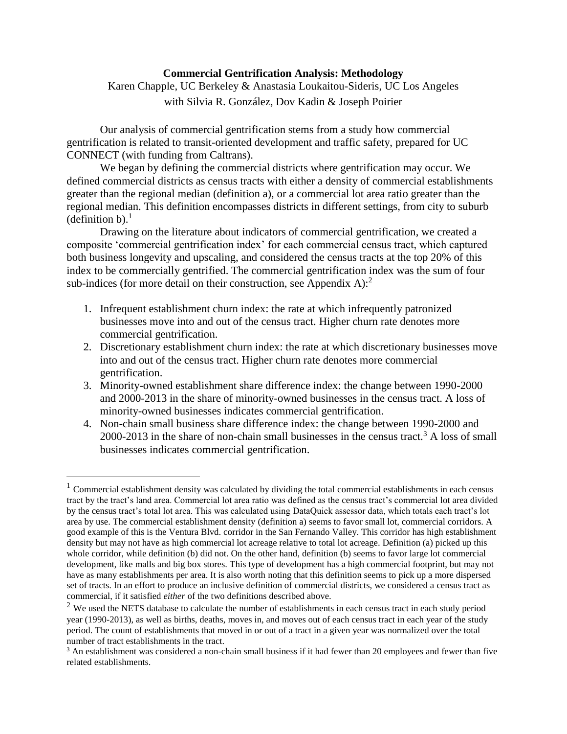# Commercial Gentrification Analysis: Methodology

Karen Chapple, UC Berkeley & Anastasia Loukaitou-Sideris, UC Los Angeles
with Silvia R. González, Dov Kadin & Joseph Poirier

Our analysis of commercial gentrification stems from a study how commercial gentrification is related to transit-oriented development and traffic safety, prepared for UC CONNECT (with funding from Caltrans).

We began by defining the commercial districts where gentrification may occur. We defined commercial districts as census tracts with either a density of commercial establishments greater than the regional median (definition a), or a commercial lot area ratio greater than the regional median. This definition encompasses districts in different settings, from city to suburb (definition b).[1]

Drawing on the literature about indicators of commercial gentrification, we created a composite 'commercial gentrification index' for each commercial census tract, which captured both business longevity and upscaling, and considered the census tracts at the top 20% of this index to be commercially gentrified. The commercial gentrification index was the sum of four sub-indices (for more detail on their construction, see Appendix A):[2]

1. Infrequent establishment churn index: the rate at which infrequently patronized businesses move into and out of the census tract. Higher churn rate denotes more commercial gentrification.
2. Discretionary establishment churn index: the rate at which discretionary businesses move into and out of the census tract. Higher churn rate denotes more commercial gentrification.
3. Minority-owned establishment share difference index: the change between 1990-2000 and 2000-2013 in the share of minority-owned businesses in the census tract. A loss of minority-owned businesses indicates commercial gentrification.
4. Non-chain small business share difference index: the change between 1990-2000 and 2000-2013 in the share of non-chain small businesses in the census tract.[3] A loss of small businesses indicates commercial gentrification.

---

[1] Commercial establishment density was calculated by dividing the total commercial establishments in each census tract by the tract's land area. Commercial lot area ratio was defined as the census tract's commercial lot area divided by the census tract's total lot area. This was calculated using DataQuick assessor data, which totals each tract's lot area by use. The commercial establishment density (definition a) seems to favor small lot, commercial corridors. A good example of this is the Ventura Blvd. corridor in the San Fernando Valley. This corridor has high establishment density but may not have as high commercial lot acreage relative to total lot acreage. Definition (a) picked up this whole corridor, while definition (b) did not. On the other hand, definition (b) seems to favor large lot commercial development, like malls and big box stores. This type of development has a high commercial footprint, but may not have as many establishments per area. It is also worth noting that this definition seems to pick up a more dispersed set of tracts. In an effort to produce an inclusive definition of commercial districts, we considered a census tract as commercial, if it satisfied *either* of the two definitions described above.

[2] We used the NETS database to calculate the number of establishments in each census tract in each study period year (1990-2013), as well as births, deaths, moves in, and moves out of each census tract in each year of the study period. The count of establishments that moved in or out of a tract in a given year was normalized over the total number of tract establishments in the tract.

[3] An establishment was considered a non-chain small business if it had fewer than 20 employees and fewer than five related establishments.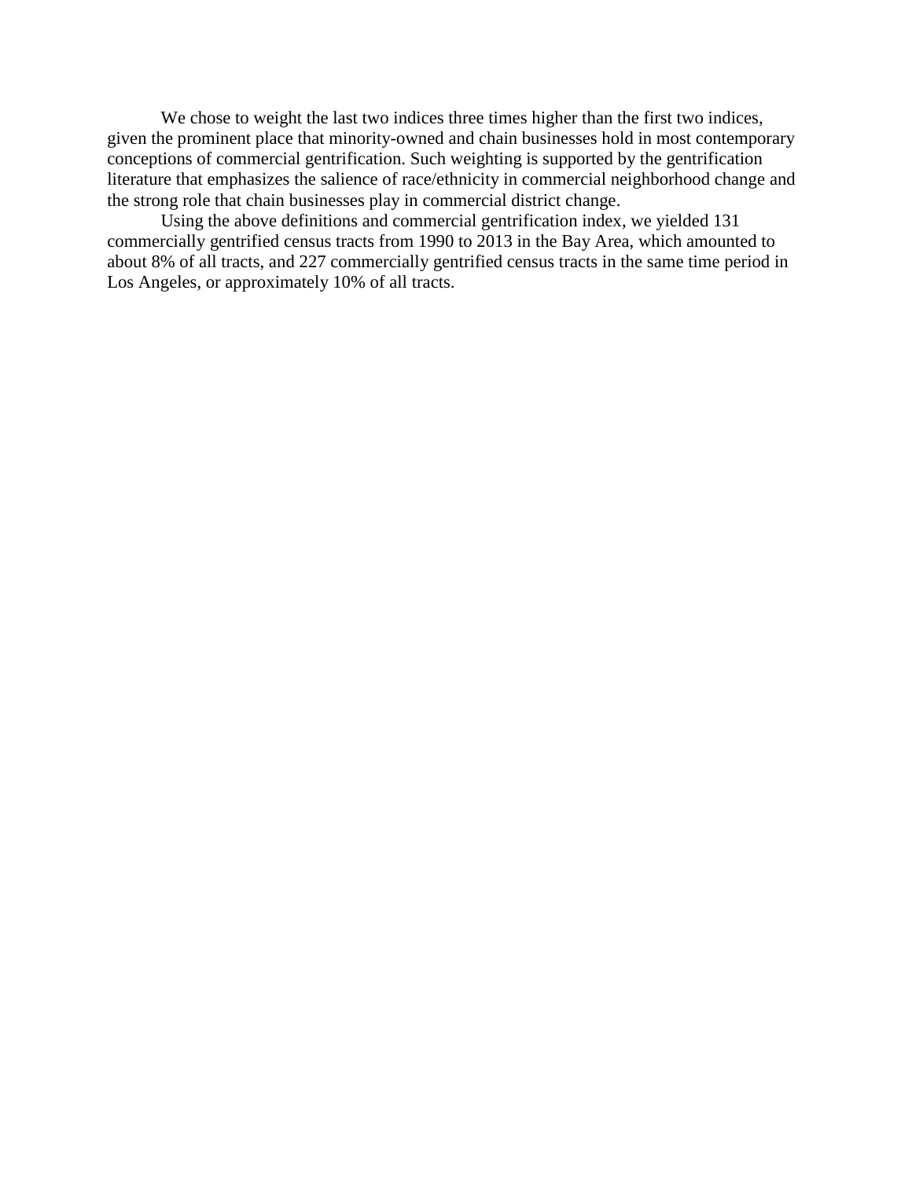We chose to weight the last two indices three times higher than the first two indices, given the prominent place that minority-owned and chain businesses hold in most contemporary conceptions of commercial gentrification. Such weighting is supported by the gentrification literature that emphasizes the salience of race/ethnicity in commercial neighborhood change and the strong role that chain businesses play in commercial district change.

Using the above definitions and commercial gentrification index, we yielded 131 commercially gentrified census tracts from 1990 to 2013 in the Bay Area, which amounted to about 8% of all tracts, and 227 commercially gentrified census tracts in the same time period in Los Angeles, or approximately 10% of all tracts.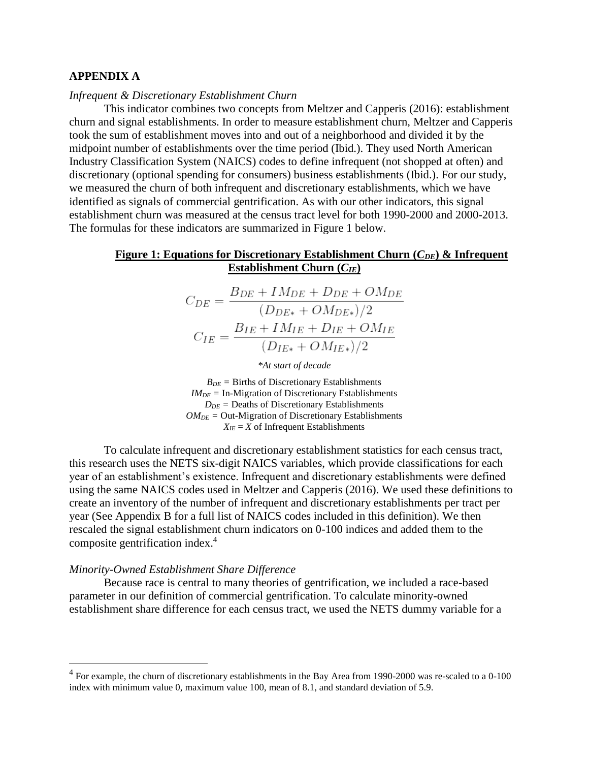## APPENDIX A

*Infrequent & Discretionary Establishment Churn*

This indicator combines two concepts from Meltzer and Capperis (2016): establishment churn and signal establishments. In order to measure establishment churn, Meltzer and Capperis took the sum of establishment moves into and out of a neighborhood and divided it by the midpoint number of establishments over the time period (Ibid.). They used North American Industry Classification System (NAICS) codes to define infrequent (not shopped at often) and discretionary (optional spending for consumers) business establishments (Ibid.). For our study, we measured the churn of both infrequent and discretionary establishments, which we have identified as signals of commercial gentrification. As with our other indicators, this signal establishment churn was measured at the census tract level for both 1990-2000 and 2000-2013. The formulas for these indicators are summarized in Figure 1 below.

**Figure 1: Equations for Discretionary Establishment Churn ($C_{DE}$) & Infrequent Establishment Churn ($C_{IE}$)**

$$C_{DE} = \frac{B_{DE} + IM_{DE} + D_{DE} + OM_{DE}}{(D_{DE*} + OM_{DE*})/2}$$

$$C_{IE} = \frac{B_{IE} + IM_{IE} + D_{IE} + OM_{IE}}{(D_{IE*} + OM_{IE*})/2}$$

**At start of decade*

$B_{DE}$ = Births of Discretionary Establishments
$IM_{DE}$ = In-Migration of Discretionary Establishments
$D_{DE}$ = Deaths of Discretionary Establishments
$OM_{DE}$ = Out-Migration of Discretionary Establishments
$X_{IE}$ = $X$ of Infrequent Establishments

To calculate infrequent and discretionary establishment statistics for each census tract, this research uses the NETS six-digit NAICS variables, which provide classifications for each year of an establishment's existence. Infrequent and discretionary establishments were defined using the same NAICS codes used in Meltzer and Capperis (2016). We used these definitions to create an inventory of the number of infrequent and discretionary establishments per tract per year (See Appendix B for a full list of NAICS codes included in this definition). We then rescaled the signal establishment churn indicators on 0-100 indices and added them to the composite gentrification index.[4]

*Minority-Owned Establishment Share Difference*

Because race is central to many theories of gentrification, we included a race-based parameter in our definition of commercial gentrification. To calculate minority-owned establishment share difference for each census tract, we used the NETS dummy variable for a

---

[4] For example, the churn of discretionary establishments in the Bay Area from 1990-2000 was re-scaled to a 0-100 index with minimum value 0, maximum value 100, mean of 8.1, and standard deviation of 5.9.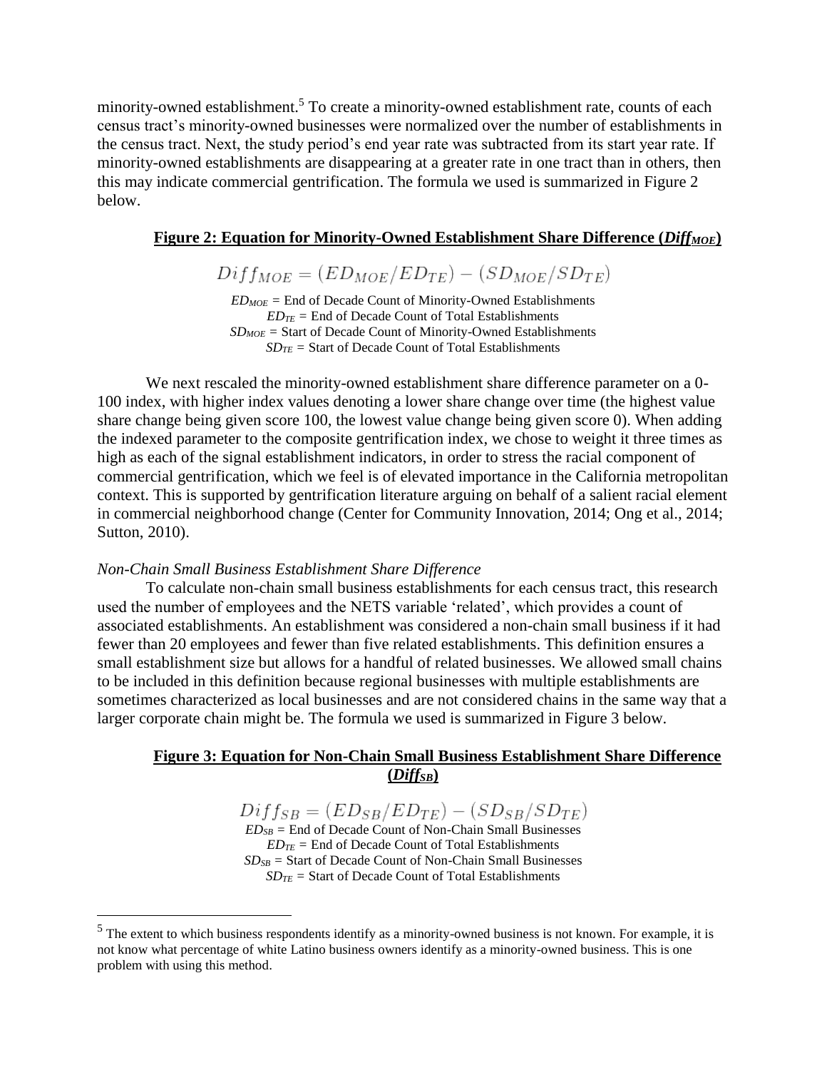minority-owned establishment.[5] To create a minority-owned establishment rate, counts of each census tract's minority-owned businesses were normalized over the number of establishments in the census tract. Next, the study period's end year rate was subtracted from its start year rate. If minority-owned establishments are disappearing at a greater rate in one tract than in others, then this may indicate commercial gentrification. The formula we used is summarized in Figure 2 below.

**Figure 2: Equation for Minority-Owned Establishment Share Difference (*$Diff_{MOE}$*)**

$$Diff_{MOE} = (ED_{MOE}/ED_{TE}) - (SD_{MOE}/SD_{TE})$$

$ED_{MOE}$ = End of Decade Count of Minority-Owned Establishments
$ED_{TE}$ = End of Decade Count of Total Establishments
$SD_{MOE}$ = Start of Decade Count of Minority-Owned Establishments
$SD_{TE}$ = Start of Decade Count of Total Establishments

We next rescaled the minority-owned establishment share difference parameter on a 0-100 index, with higher index values denoting a lower share change over time (the highest value share change being given score 100, the lowest value change being given score 0). When adding the indexed parameter to the composite gentrification index, we chose to weight it three times as high as each of the signal establishment indicators, in order to stress the racial component of commercial gentrification, which we feel is of elevated importance in the California metropolitan context. This is supported by gentrification literature arguing on behalf of a salient racial element in commercial neighborhood change (Center for Community Innovation, 2014; Ong et al., 2014; Sutton, 2010).

*Non-Chain Small Business Establishment Share Difference*

To calculate non-chain small business establishments for each census tract, this research used the number of employees and the NETS variable 'related', which provides a count of associated establishments. An establishment was considered a non-chain small business if it had fewer than 20 employees and fewer than five related establishments. This definition ensures a small establishment size but allows for a handful of related businesses. We allowed small chains to be included in this definition because regional businesses with multiple establishments are sometimes characterized as local businesses and are not considered chains in the same way that a larger corporate chain might be. The formula we used is summarized in Figure 3 below.

**Figure 3: Equation for Non-Chain Small Business Establishment Share Difference (*$Diff_{SB}$*)**

$$Diff_{SB} = (ED_{SB}/ED_{TE}) - (SD_{SB}/SD_{TE})$$

$ED_{SB}$ = End of Decade Count of Non-Chain Small Businesses
$ED_{TE}$ = End of Decade Count of Total Establishments
$SD_{SB}$ = Start of Decade Count of Non-Chain Small Businesses
$SD_{TE}$ = Start of Decade Count of Total Establishments

---

[5] The extent to which business respondents identify as a minority-owned business is not known. For example, it is not know what percentage of white Latino business owners identify as a minority-owned business. This is one problem with using this method.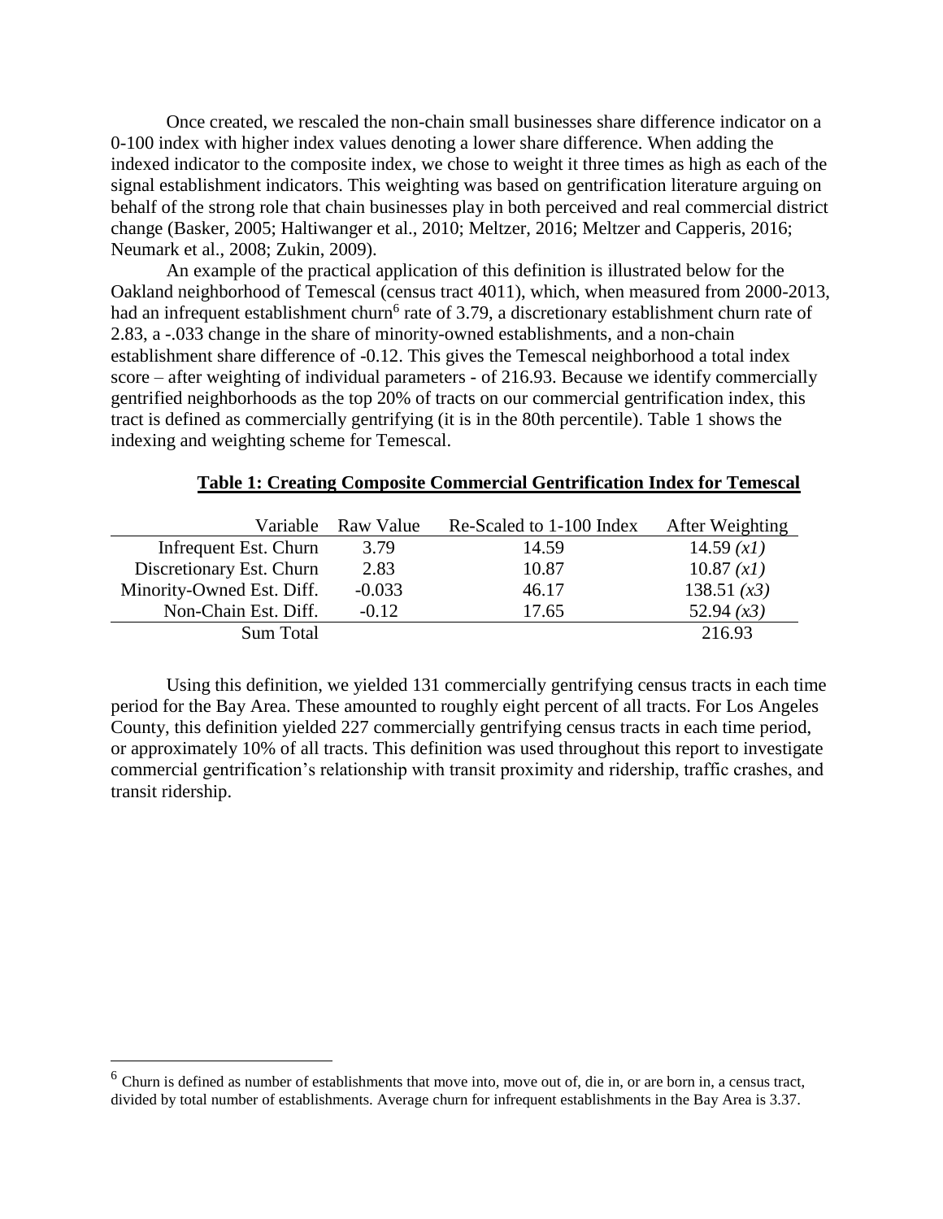Once created, we rescaled the non-chain small businesses share difference indicator on a 0-100 index with higher index values denoting a lower share difference. When adding the indexed indicator to the composite index, we chose to weight it three times as high as each of the signal establishment indicators. This weighting was based on gentrification literature arguing on behalf of the strong role that chain businesses play in both perceived and real commercial district change (Basker, 2005; Haltiwanger et al., 2010; Meltzer, 2016; Meltzer and Capperis, 2016; Neumark et al., 2008; Zukin, 2009).

An example of the practical application of this definition is illustrated below for the Oakland neighborhood of Temescal (census tract 4011), which, when measured from 2000-2013, had an infrequent establishment churn[6] rate of 3.79, a discretionary establishment churn rate of 2.83, a -.033 change in the share of minority-owned establishments, and a non-chain establishment share difference of -0.12. This gives the Temescal neighborhood a total index score – after weighting of individual parameters - of 216.93. Because we identify commercially gentrified neighborhoods as the top 20% of tracts on our commercial gentrification index, this tract is defined as commercially gentrifying (it is in the 80th percentile). Table 1 shows the indexing and weighting scheme for Temescal.

**Table 1: Creating Composite Commercial Gentrification Index for Temescal**

| Variable | Raw Value | Re-Scaled to 1-100 Index | After Weighting |
|---|---|---|---|
| Infrequent Est. Churn | 3.79 | 14.59 | 14.59 *(x1)* |
| Discretionary Est. Churn | 2.83 | 10.87 | 10.87 *(x1)* |
| Minority-Owned Est. Diff. | -0.033 | 46.17 | 138.51 *(x3)* |
| Non-Chain Est. Diff. | -0.12 | 17.65 | 52.94 *(x3)* |
| Sum Total | | | 216.93 |

Using this definition, we yielded 131 commercially gentrifying census tracts in each time period for the Bay Area. These amounted to roughly eight percent of all tracts. For Los Angeles County, this definition yielded 227 commercially gentrifying census tracts in each time period, or approximately 10% of all tracts. This definition was used throughout this report to investigate commercial gentrification's relationship with transit proximity and ridership, traffic crashes, and transit ridership.

[6] Churn is defined as number of establishments that move into, move out of, die in, or are born in, a census tract, divided by total number of establishments. Average churn for infrequent establishments in the Bay Area is 3.37.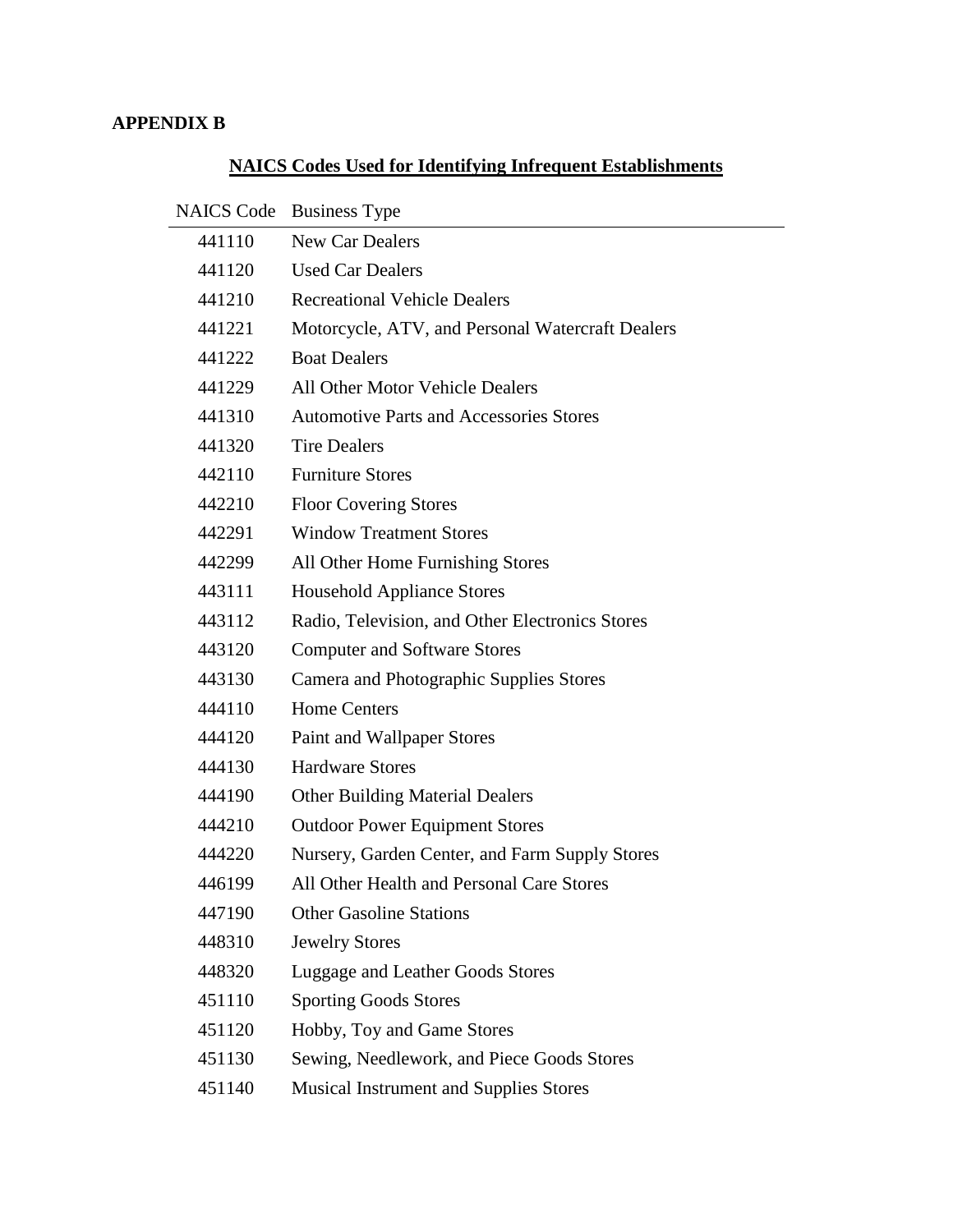**APPENDIX B**

## NAICS Codes Used for Identifying Infrequent Establishments

| NAICS Code | Business Type |
| --- | --- |
| 441110 | New Car Dealers |
| 441120 | Used Car Dealers |
| 441210 | Recreational Vehicle Dealers |
| 441221 | Motorcycle, ATV, and Personal Watercraft Dealers |
| 441222 | Boat Dealers |
| 441229 | All Other Motor Vehicle Dealers |
| 441310 | Automotive Parts and Accessories Stores |
| 441320 | Tire Dealers |
| 442110 | Furniture Stores |
| 442210 | Floor Covering Stores |
| 442291 | Window Treatment Stores |
| 442299 | All Other Home Furnishing Stores |
| 443111 | Household Appliance Stores |
| 443112 | Radio, Television, and Other Electronics Stores |
| 443120 | Computer and Software Stores |
| 443130 | Camera and Photographic Supplies Stores |
| 444110 | Home Centers |
| 444120 | Paint and Wallpaper Stores |
| 444130 | Hardware Stores |
| 444190 | Other Building Material Dealers |
| 444210 | Outdoor Power Equipment Stores |
| 444220 | Nursery, Garden Center, and Farm Supply Stores |
| 446199 | All Other Health and Personal Care Stores |
| 447190 | Other Gasoline Stations |
| 448310 | Jewelry Stores |
| 448320 | Luggage and Leather Goods Stores |
| 451110 | Sporting Goods Stores |
| 451120 | Hobby, Toy and Game Stores |
| 451130 | Sewing, Needlework, and Piece Goods Stores |
| 451140 | Musical Instrument and Supplies Stores |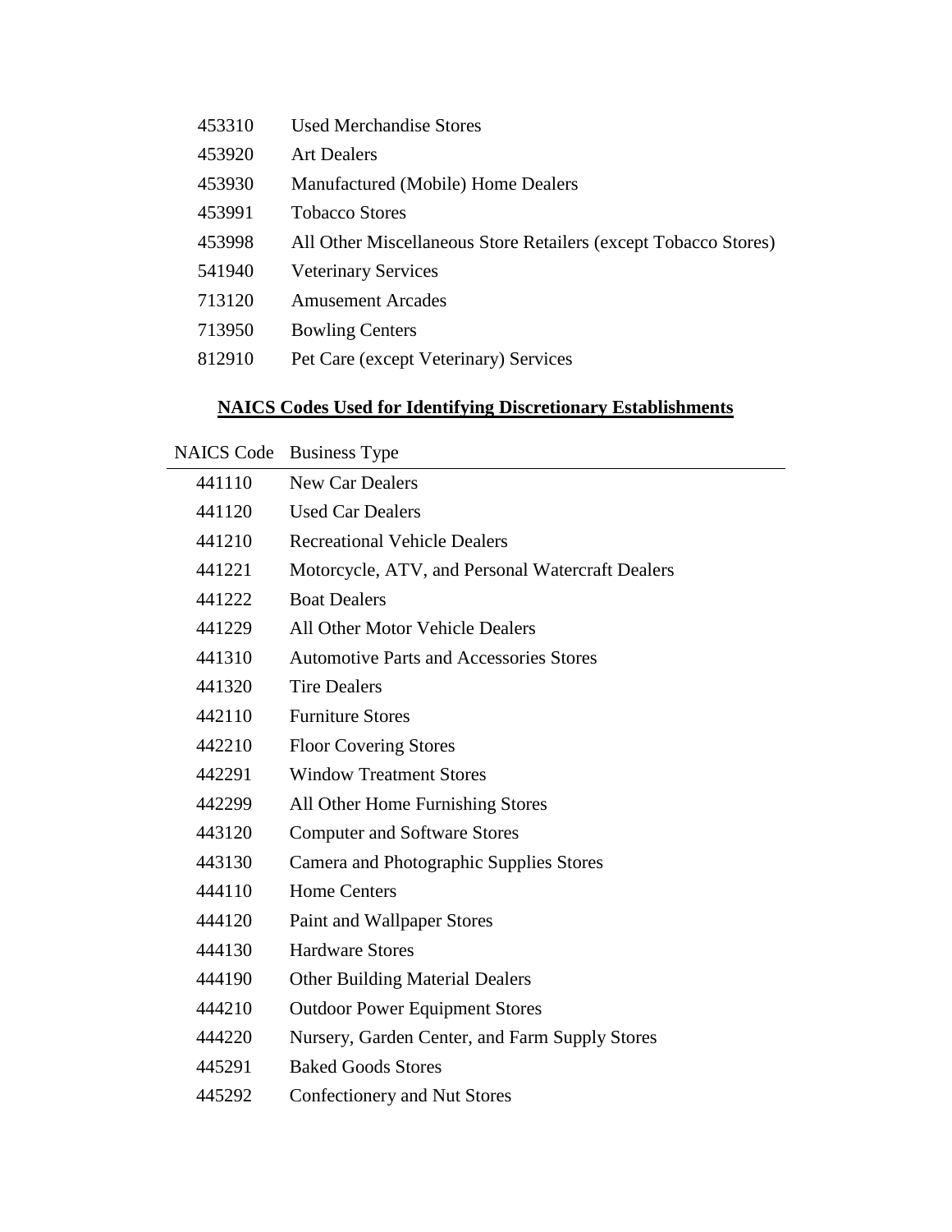| | |
|---|---|
| 453310 | Used Merchandise Stores |
| 453920 | Art Dealers |
| 453930 | Manufactured (Mobile) Home Dealers |
| 453991 | Tobacco Stores |
| 453998 | All Other Miscellaneous Store Retailers (except Tobacco Stores) |
| 541940 | Veterinary Services |
| 713120 | Amusement Arcades |
| 713950 | Bowling Centers |
| 812910 | Pet Care (except Veterinary) Services |

**NAICS Codes Used for Identifying Discretionary Establishments**

| NAICS Code | Business Type |
|---|---|
| 441110 | New Car Dealers |
| 441120 | Used Car Dealers |
| 441210 | Recreational Vehicle Dealers |
| 441221 | Motorcycle, ATV, and Personal Watercraft Dealers |
| 441222 | Boat Dealers |
| 441229 | All Other Motor Vehicle Dealers |
| 441310 | Automotive Parts and Accessories Stores |
| 441320 | Tire Dealers |
| 442110 | Furniture Stores |
| 442210 | Floor Covering Stores |
| 442291 | Window Treatment Stores |
| 442299 | All Other Home Furnishing Stores |
| 443120 | Computer and Software Stores |
| 443130 | Camera and Photographic Supplies Stores |
| 444110 | Home Centers |
| 444120 | Paint and Wallpaper Stores |
| 444130 | Hardware Stores |
| 444190 | Other Building Material Dealers |
| 444210 | Outdoor Power Equipment Stores |
| 444220 | Nursery, Garden Center, and Farm Supply Stores |
| 445291 | Baked Goods Stores |
| 445292 | Confectionery and Nut Stores |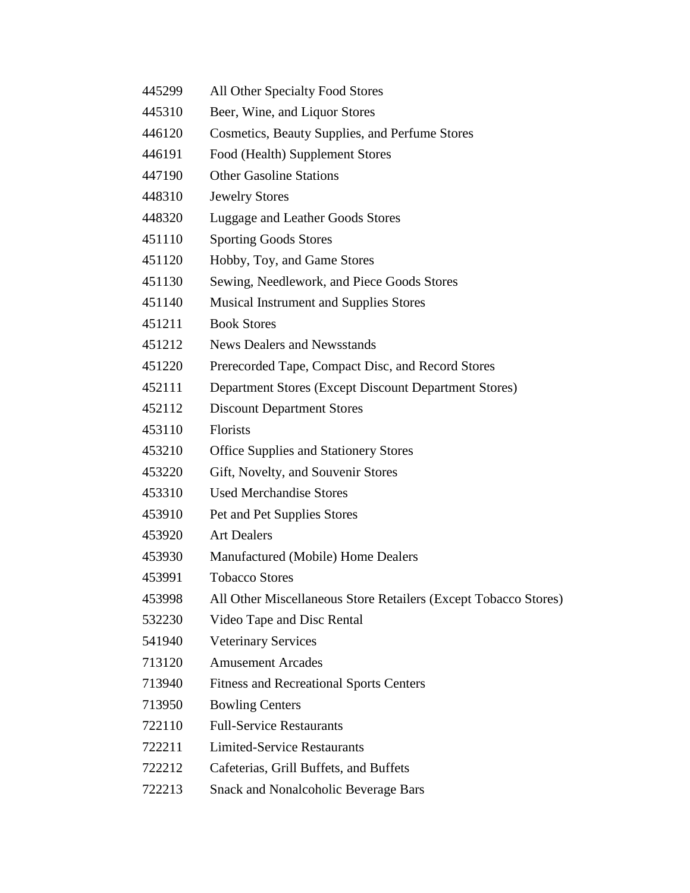| | |
|---|---|
| 445299 | All Other Specialty Food Stores |
| 445310 | Beer, Wine, and Liquor Stores |
| 446120 | Cosmetics, Beauty Supplies, and Perfume Stores |
| 446191 | Food (Health) Supplement Stores |
| 447190 | Other Gasoline Stations |
| 448310 | Jewelry Stores |
| 448320 | Luggage and Leather Goods Stores |
| 451110 | Sporting Goods Stores |
| 451120 | Hobby, Toy, and Game Stores |
| 451130 | Sewing, Needlework, and Piece Goods Stores |
| 451140 | Musical Instrument and Supplies Stores |
| 451211 | Book Stores |
| 451212 | News Dealers and Newsstands |
| 451220 | Prerecorded Tape, Compact Disc, and Record Stores |
| 452111 | Department Stores (Except Discount Department Stores) |
| 452112 | Discount Department Stores |
| 453110 | Florists |
| 453210 | Office Supplies and Stationery Stores |
| 453220 | Gift, Novelty, and Souvenir Stores |
| 453310 | Used Merchandise Stores |
| 453910 | Pet and Pet Supplies Stores |
| 453920 | Art Dealers |
| 453930 | Manufactured (Mobile) Home Dealers |
| 453991 | Tobacco Stores |
| 453998 | All Other Miscellaneous Store Retailers (Except Tobacco Stores) |
| 532230 | Video Tape and Disc Rental |
| 541940 | Veterinary Services |
| 713120 | Amusement Arcades |
| 713940 | Fitness and Recreational Sports Centers |
| 713950 | Bowling Centers |
| 722110 | Full-Service Restaurants |
| 722211 | Limited-Service Restaurants |
| 722212 | Cafeterias, Grill Buffets, and Buffets |
| 722213 | Snack and Nonalcoholic Beverage Bars |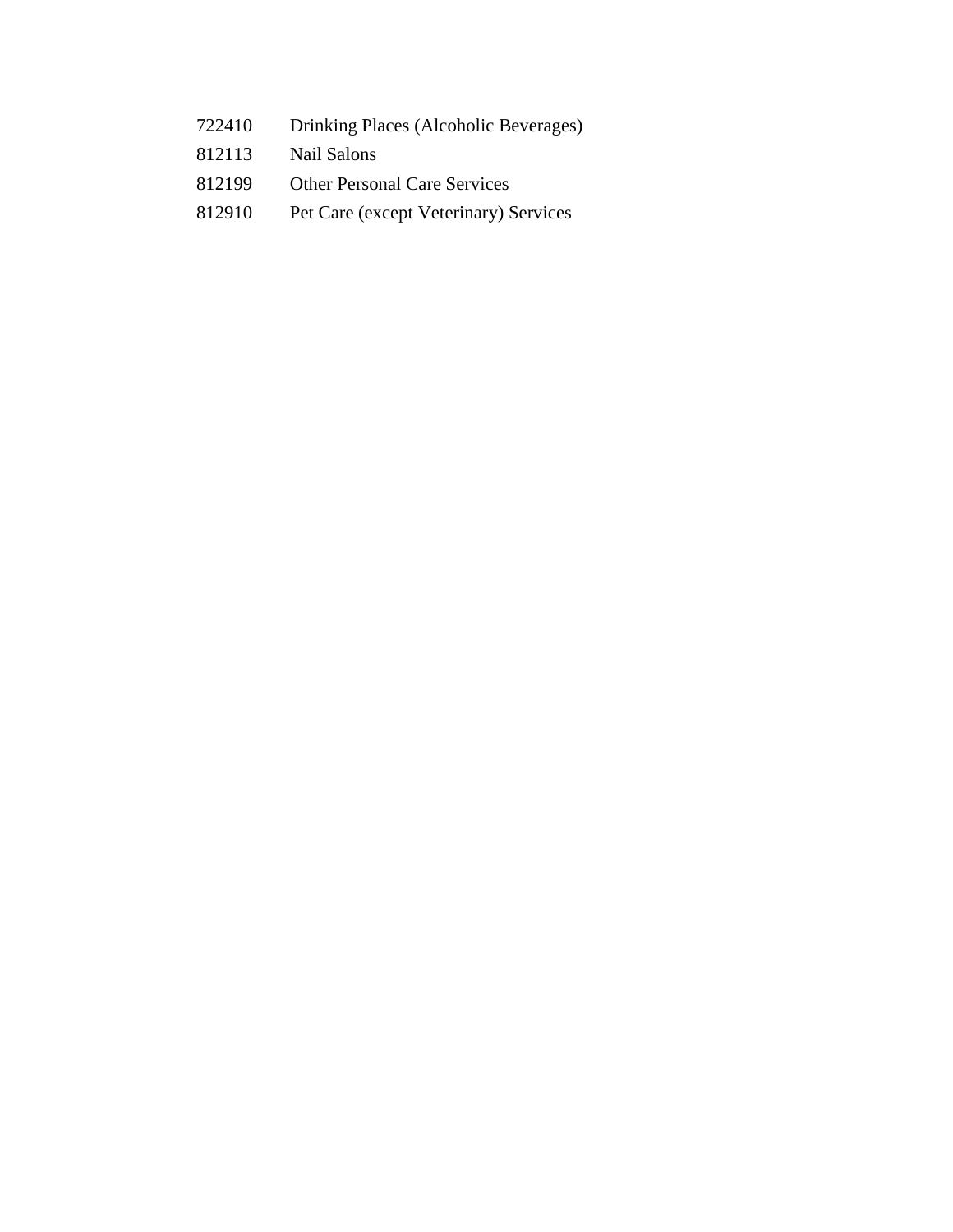722410 Drinking Places (Alcoholic Beverages)

812113 Nail Salons

812199 Other Personal Care Services

812910 Pet Care (except Veterinary) Services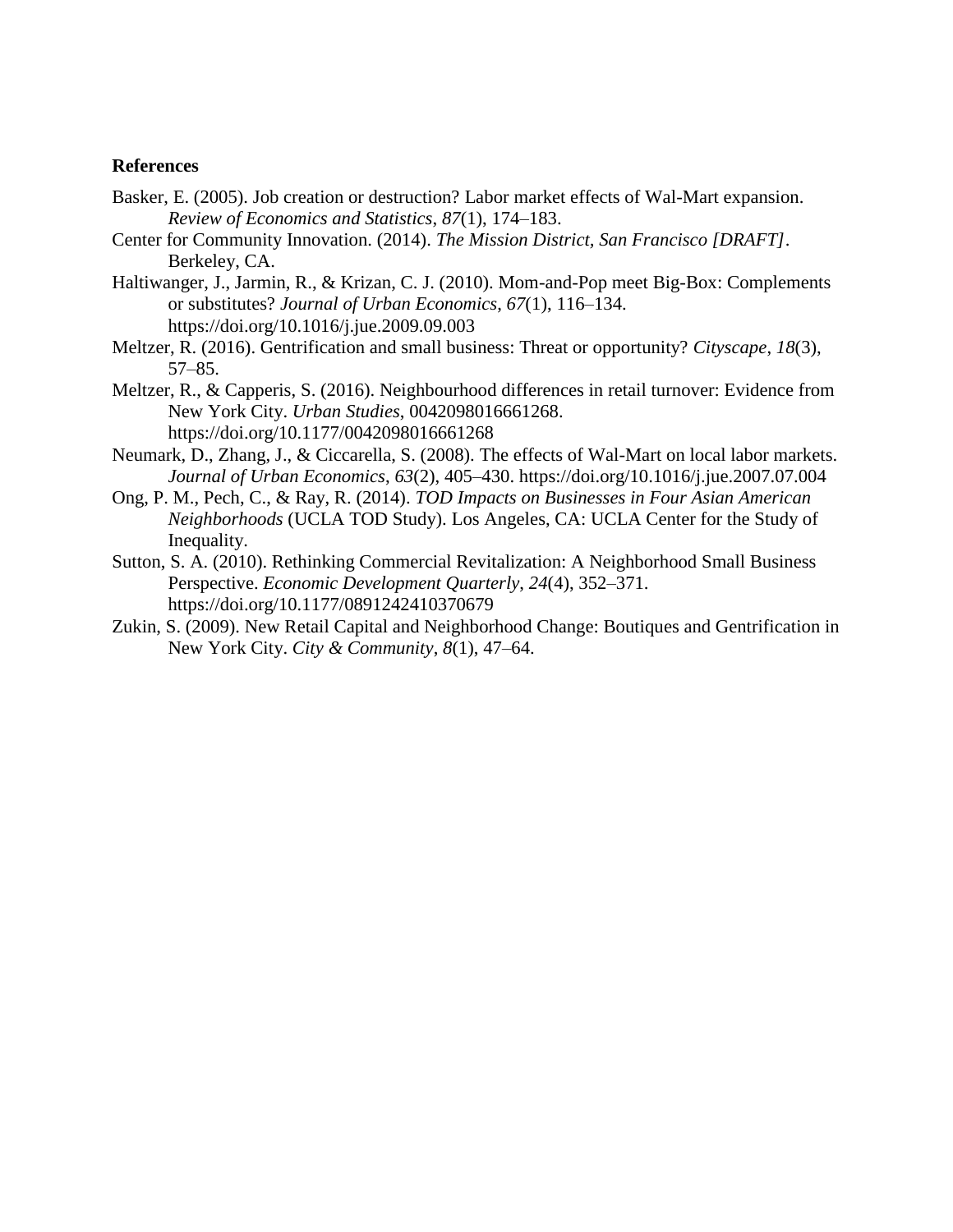**References**

Basker, E. (2005). Job creation or destruction? Labor market effects of Wal-Mart expansion. *Review of Economics and Statistics*, *87*(1), 174–183.

Center for Community Innovation. (2014). *The Mission District, San Francisco [DRAFT]*. Berkeley, CA.

Haltiwanger, J., Jarmin, R., & Krizan, C. J. (2010). Mom-and-Pop meet Big-Box: Complements or substitutes? *Journal of Urban Economics*, *67*(1), 116–134. https://doi.org/10.1016/j.jue.2009.09.003

Meltzer, R. (2016). Gentrification and small business: Threat or opportunity? *Cityscape*, *18*(3), 57–85.

Meltzer, R., & Capperis, S. (2016). Neighbourhood differences in retail turnover: Evidence from New York City. *Urban Studies*, 0042098016661268. https://doi.org/10.1177/0042098016661268

Neumark, D., Zhang, J., & Ciccarella, S. (2008). The effects of Wal-Mart on local labor markets. *Journal of Urban Economics*, *63*(2), 405–430. https://doi.org/10.1016/j.jue.2007.07.004

Ong, P. M., Pech, C., & Ray, R. (2014). *TOD Impacts on Businesses in Four Asian American Neighborhoods* (UCLA TOD Study). Los Angeles, CA: UCLA Center for the Study of Inequality.

Sutton, S. A. (2010). Rethinking Commercial Revitalization: A Neighborhood Small Business Perspective. *Economic Development Quarterly*, *24*(4), 352–371. https://doi.org/10.1177/0891242410370679

Zukin, S. (2009). New Retail Capital and Neighborhood Change: Boutiques and Gentrification in New York City. *City & Community*, *8*(1), 47–64.